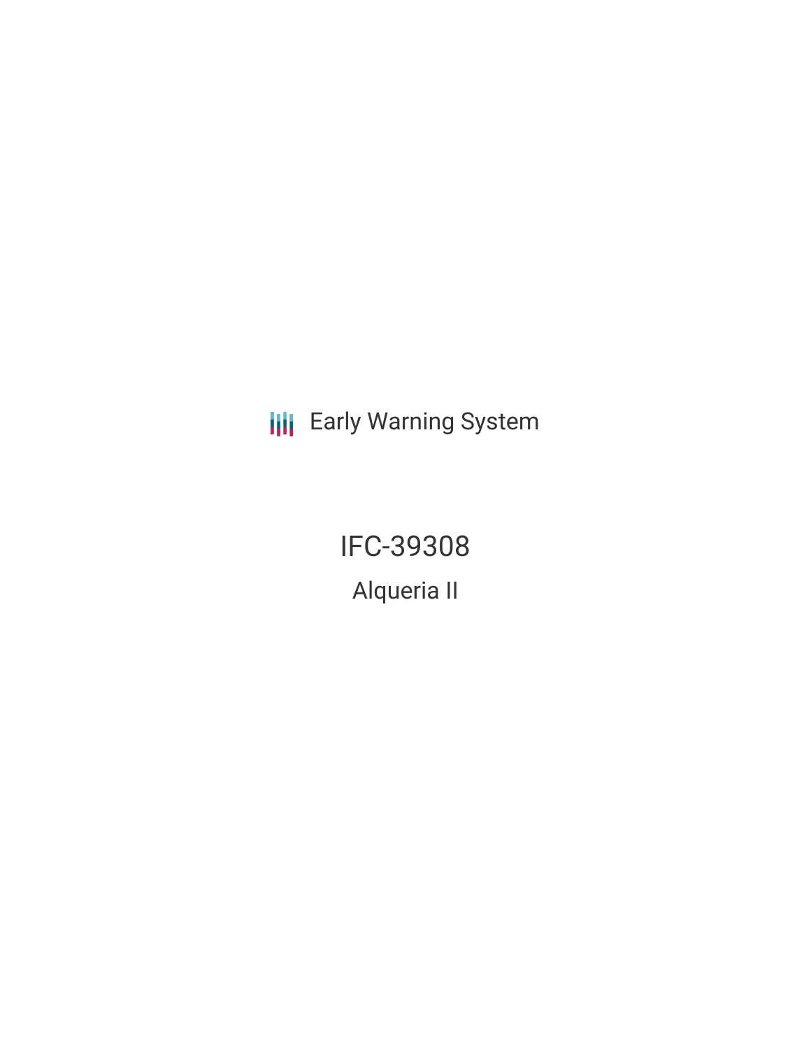Early Warning System

# IFC-39308

## Alqueria II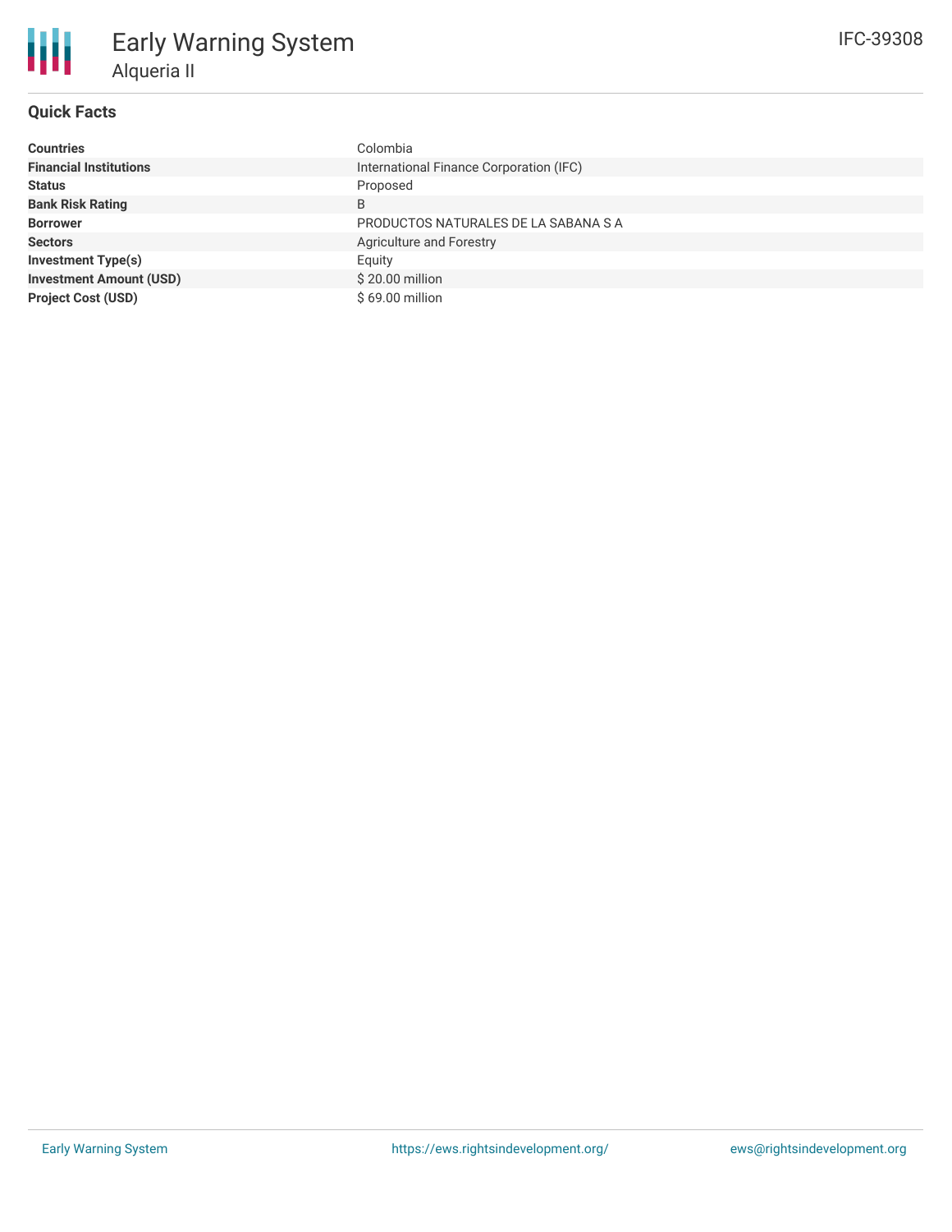# Early Warning System

## Alqueria II

IFC-39308

### Quick Facts

| | |
|---|---|
| **Countries** | Colombia |
| **Financial Institutions** | International Finance Corporation (IFC) |
| **Status** | Proposed |
| **Bank Risk Rating** | B |
| **Borrower** | PRODUCTOS NATURALES DE LA SABANA S A |
| **Sectors** | Agriculture and Forestry |
| **Investment Type(s)** | Equity |
| **Investment Amount (USD)** | $ 20.00 million |
| **Project Cost (USD)** | $ 69.00 million |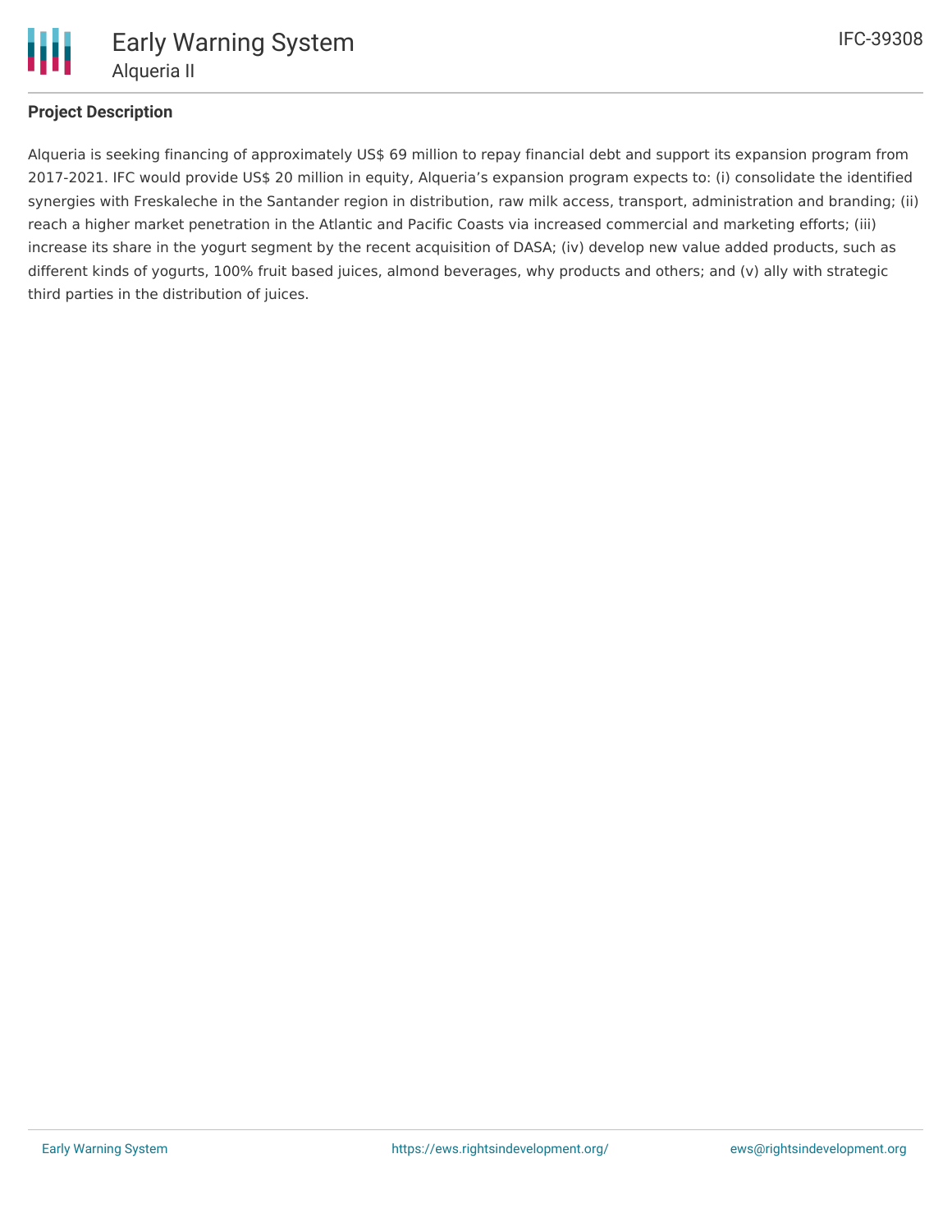## Project Description

Alqueria is seeking financing of approximately US$ 69 million to repay financial debt and support its expansion program from 2017-2021. IFC would provide US$ 20 million in equity, Alqueria's expansion program expects to: (i) consolidate the identified synergies with Freskaleche in the Santander region in distribution, raw milk access, transport, administration and branding; (ii) reach a higher market penetration in the Atlantic and Pacific Coasts via increased commercial and marketing efforts; (iii) increase its share in the yogurt segment by the recent acquisition of DASA; (iv) develop new value added products, such as different kinds of yogurts, 100% fruit based juices, almond beverages, why products and others; and (v) ally with strategic third parties in the distribution of juices.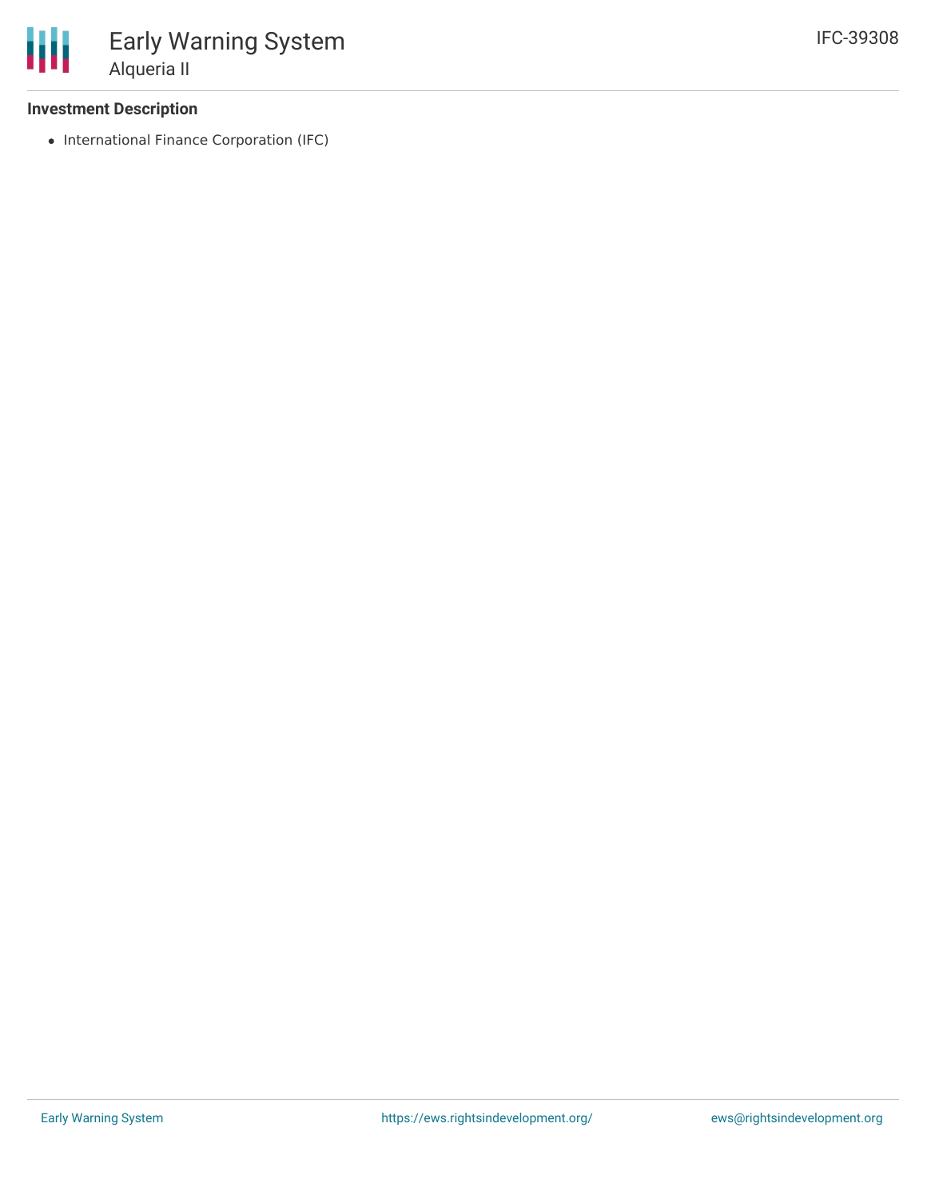### Investment Description

- International Finance Corporation (IFC)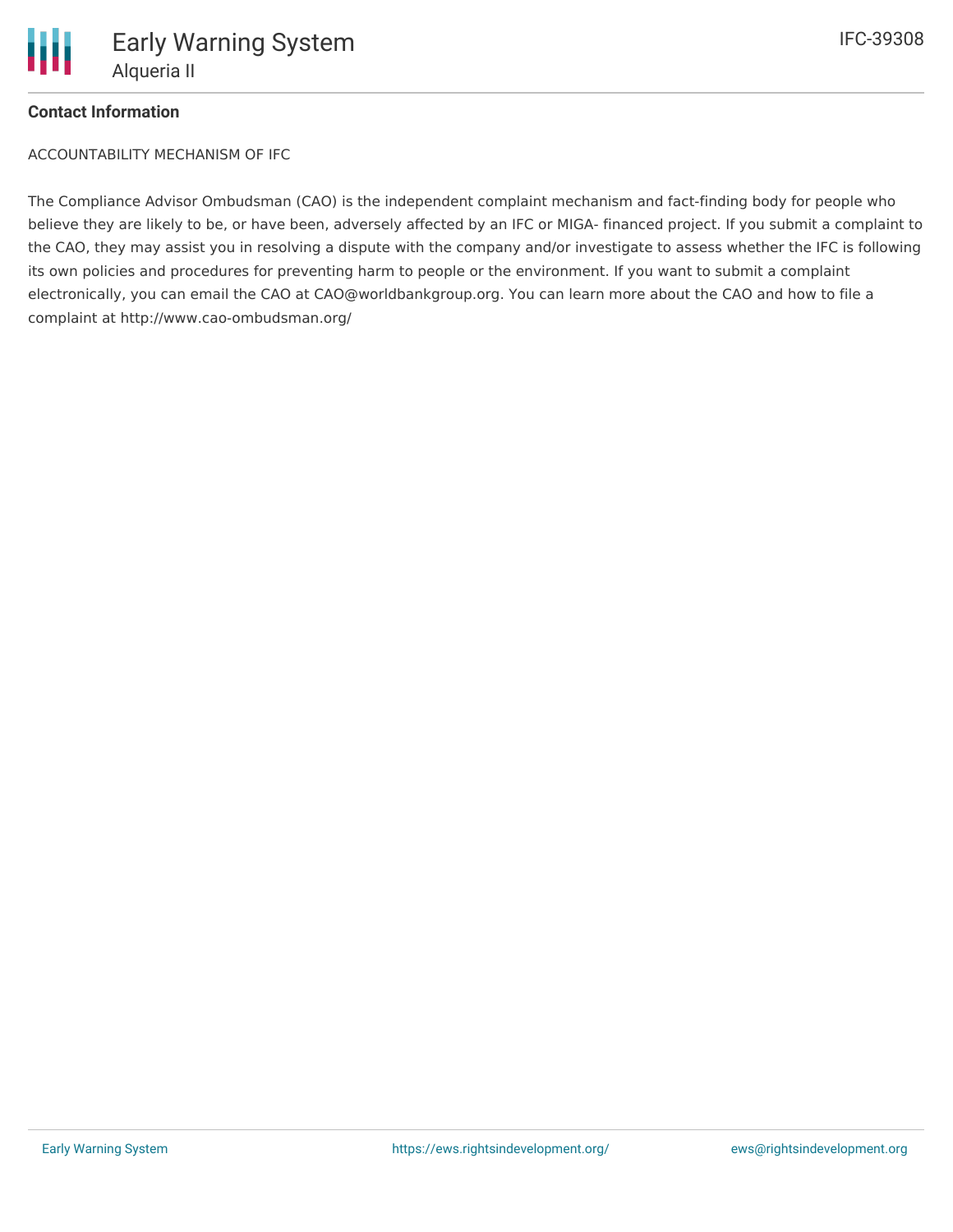**Contact Information**

ACCOUNTABILITY MECHANISM OF IFC

The Compliance Advisor Ombudsman (CAO) is the independent complaint mechanism and fact-finding body for people who believe they are likely to be, or have been, adversely affected by an IFC or MIGA- financed project. If you submit a complaint to the CAO, they may assist you in resolving a dispute with the company and/or investigate to assess whether the IFC is following its own policies and procedures for preventing harm to people or the environment. If you want to submit a complaint electronically, you can email the CAO at CAO@worldbankgroup.org. You can learn more about the CAO and how to file a complaint at http://www.cao-ombudsman.org/